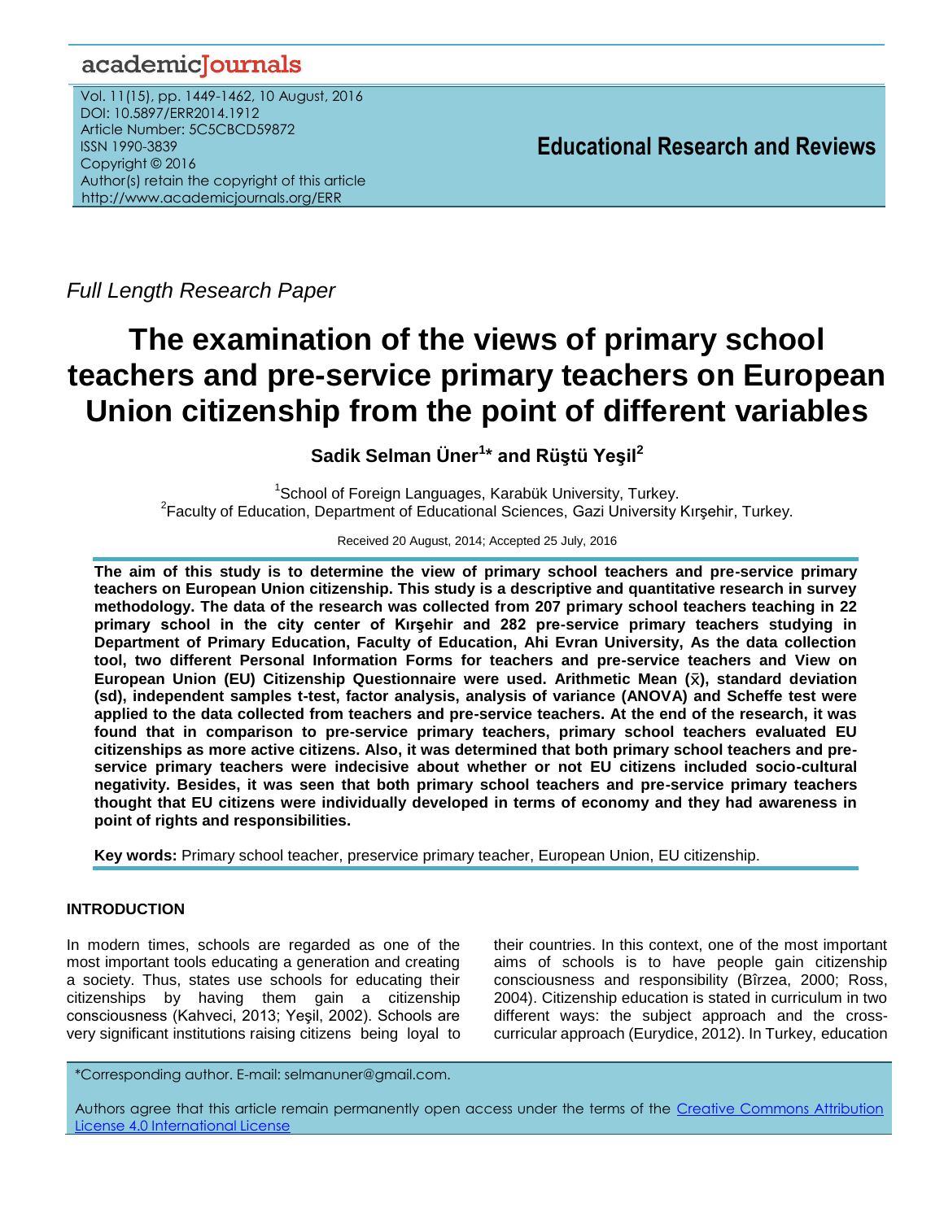*Full Length Research Paper*

# The examination of the views of primary school teachers and pre-service primary teachers on European Union citizenship from the point of different variables

**Sadik Selman Üner[1]* and Rüştü Yeşil[2]**

[1]School of Foreign Languages, Karabük University, Turkey.
[2]Faculty of Education, Department of Educational Sciences, Gazi University Kırşehir, Turkey.

Received 20 August, 2014; Accepted 25 July, 2016

**The aim of this study is to determine the view of primary school teachers and pre-service primary teachers on European Union citizenship. This study is a descriptive and quantitative research in survey methodology. The data of the research was collected from 207 primary school teachers teaching in 22 primary school in the city center of Kırşehir and 282 pre-service primary teachers studying in Department of Primary Education, Faculty of Education, Ahi Evran University, As the data collection tool, two different Personal Information Forms for teachers and pre-service teachers and View on European Union (EU) Citizenship Questionnaire were used. Arithmetic Mean ($\bar{x}$), standard deviation (sd), independent samples t-test, factor analysis, analysis of variance (ANOVA) and Scheffe test were applied to the data collected from teachers and pre-service teachers. At the end of the research, it was found that in comparison to pre-service primary teachers, primary school teachers evaluated EU citizenships as more active citizens. Also, it was determined that both primary school teachers and pre-service primary teachers were indecisive about whether or not EU citizens included socio-cultural negativity. Besides, it was seen that both primary school teachers and pre-service primary teachers thought that EU citizens were individually developed in terms of economy and they had awareness in point of rights and responsibilities.**

**Key words:** Primary school teacher, preservice primary teacher, European Union, EU citizenship.

## INTRODUCTION

In modern times, schools are regarded as one of the most important tools educating a generation and creating a society. Thus, states use schools for educating their citizenships by having them gain a citizenship consciousness (Kahveci, 2013; Yeşil, 2002). Schools are very significant institutions raising citizens being loyal to their countries. In this context, one of the most important aims of schools is to have people gain citizenship consciousness and responsibility (Bîrzea, 2000; Ross, 2004). Citizenship education is stated in curriculum in two different ways: the subject approach and the cross-curricular approach (Eurydice, 2012). In Turkey, education

*Corresponding author. E-mail: selmanuner@gmail.com.

Authors agree that this article remain permanently open access under the terms of the Creative Commons Attribution License 4.0 International License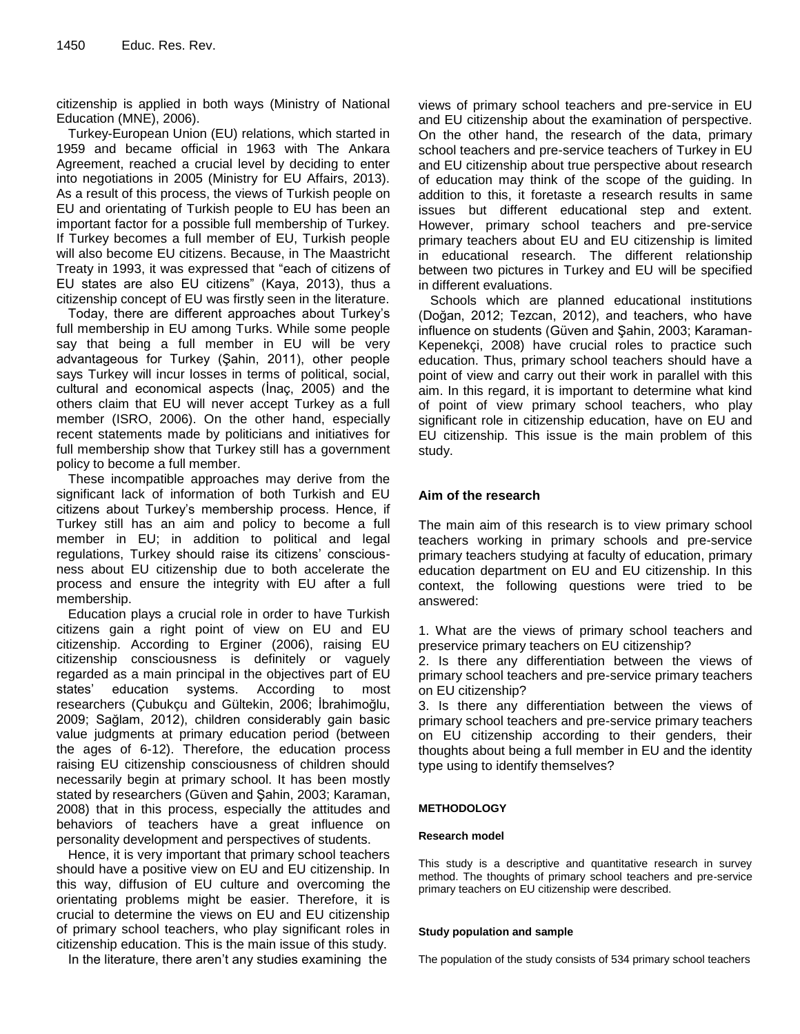citizenship is applied in both ways (Ministry of National Education (MNE), 2006).

Turkey-European Union (EU) relations, which started in 1959 and became official in 1963 with The Ankara Agreement, reached a crucial level by deciding to enter into negotiations in 2005 (Ministry for EU Affairs, 2013). As a result of this process, the views of Turkish people on EU and orientating of Turkish people to EU has been an important factor for a possible full membership of Turkey. If Turkey becomes a full member of EU, Turkish people will also become EU citizens. Because, in The Maastricht Treaty in 1993, it was expressed that "each of citizens of EU states are also EU citizens" (Kaya, 2013), thus a citizenship concept of EU was firstly seen in the literature.

Today, there are different approaches about Turkey's full membership in EU among Turks. While some people say that being a full member in EU will be very advantageous for Turkey (Şahin, 2011), other people says Turkey will incur losses in terms of political, social, cultural and economical aspects (İnaç, 2005) and the others claim that EU will never accept Turkey as a full member (ISRO, 2006). On the other hand, especially recent statements made by politicians and initiatives for full membership show that Turkey still has a government policy to become a full member.

These incompatible approaches may derive from the significant lack of information of both Turkish and EU citizens about Turkey's membership process. Hence, if Turkey still has an aim and policy to become a full member in EU; in addition to political and legal regulations, Turkey should raise its citizens' consciousness about EU citizenship due to both accelerate the process and ensure the integrity with EU after a full membership.

Education plays a crucial role in order to have Turkish citizens gain a right point of view on EU and EU citizenship. According to Erginer (2006), raising EU citizenship consciousness is definitely or vaguely regarded as a main principal in the objectives part of EU states' education systems. According to most researchers (Çubukçu and Gültekin, 2006; İbrahimoğlu, 2009; Sağlam, 2012), children considerably gain basic value judgments at primary education period (between the ages of 6-12). Therefore, the education process raising EU citizenship consciousness of children should necessarily begin at primary school. It has been mostly stated by researchers (Güven and Şahin, 2003; Karaman, 2008) that in this process, especially the attitudes and behaviors of teachers have a great influence on personality development and perspectives of students.

Hence, it is very important that primary school teachers should have a positive view on EU and EU citizenship. In this way, diffusion of EU culture and overcoming the orientating problems might be easier. Therefore, it is crucial to determine the views on EU and EU citizenship of primary school teachers, who play significant roles in citizenship education. This is the main issue of this study.

In the literature, there aren't any studies examining the views of primary school teachers and pre-service in EU and EU citizenship about the examination of perspective. On the other hand, the research of the data, primary school teachers and pre-service teachers of Turkey in EU and EU citizenship about true perspective about research of education may think of the scope of the guiding. In addition to this, it foretaste a research results in same issues but different educational step and extent. However, primary school teachers and pre-service primary teachers about EU and EU citizenship is limited in educational research. The different relationship between two pictures in Turkey and EU will be specified in different evaluations.

Schools which are planned educational institutions (Doğan, 2012; Tezcan, 2012), and teachers, who have influence on students (Güven and Şahin, 2003; Karaman-Kepenekçi, 2008) have crucial roles to practice such education. Thus, primary school teachers should have a point of view and carry out their work in parallel with this aim. In this regard, it is important to determine what kind of point of view primary school teachers, who play significant role in citizenship education, have on EU and EU citizenship. This issue is the main problem of this study.

## Aim of the research

The main aim of this research is to view primary school teachers working in primary schools and pre-service primary teachers studying at faculty of education, primary education department on EU and EU citizenship. In this context, the following questions were tried to be answered:

1. What are the views of primary school teachers and preservice primary teachers on EU citizenship?
2. Is there any differentiation between the views of primary school teachers and pre-service primary teachers on EU citizenship?
3. Is there any differentiation between the views of primary school teachers and pre-service primary teachers on EU citizenship according to their genders, their thoughts about being a full member in EU and the identity type using to identify themselves?

## METHODOLOGY

### Research model

This study is a descriptive and quantitative research in survey method. The thoughts of primary school teachers and pre-service primary teachers on EU citizenship were described.

### Study population and sample

The population of the study consists of 534 primary school teachers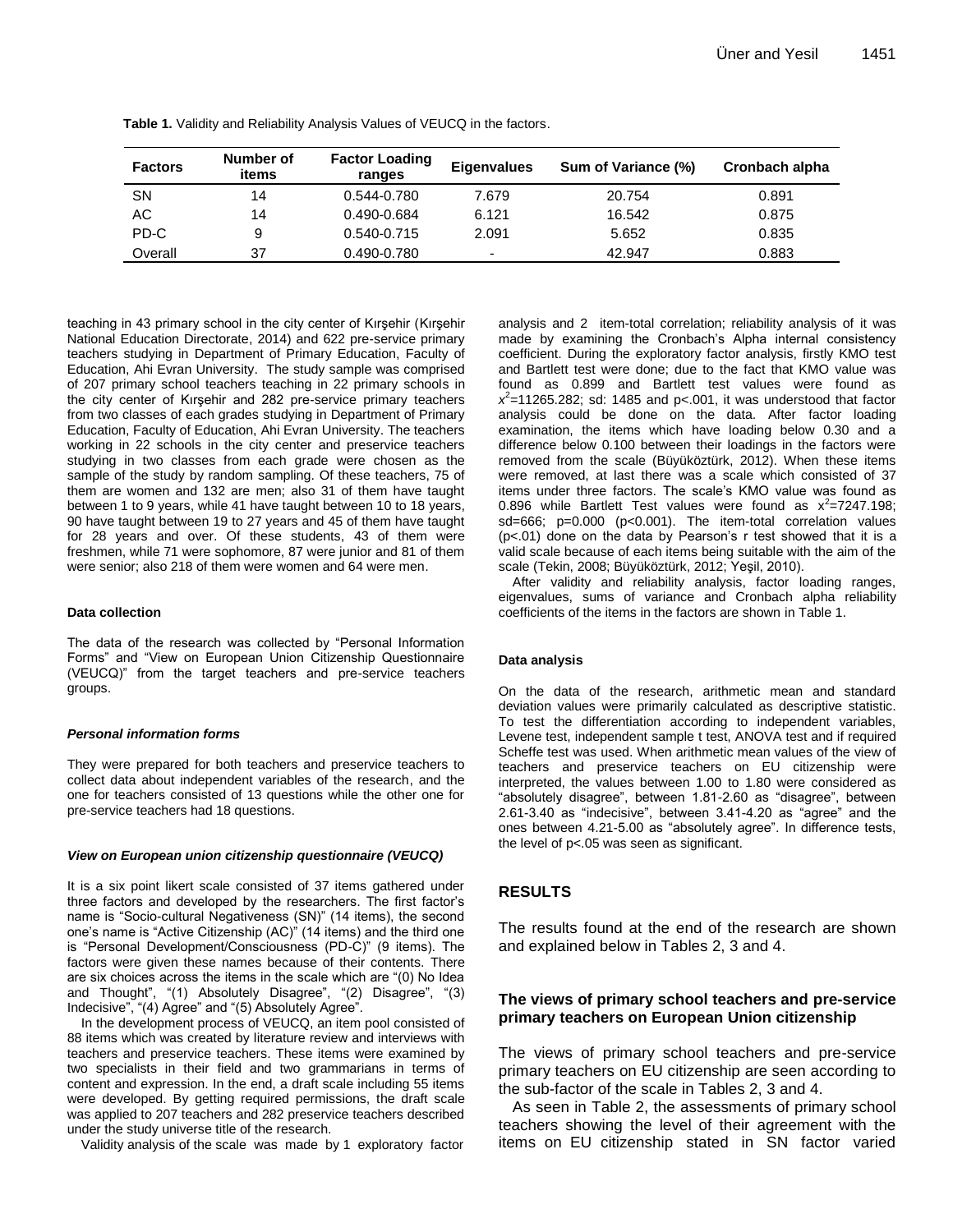**Table 1.** Validity and Reliability Analysis Values of VEUCQ in the factors.

| Factors | Number of items | Factor Loading ranges | Eigenvalues | Sum of Variance (%) | Cronbach alpha |
|---|---|---|---|---|---|
| SN | 14 | 0.544-0.780 | 7.679 | 20.754 | 0.891 |
| AC | 14 | 0.490-0.684 | 6.121 | 16.542 | 0.875 |
| PD-C | 9 | 0.540-0.715 | 2.091 | 5.652 | 0.835 |
| Overall | 37 | 0.490-0.780 | - | 42.947 | 0.883 |

teaching in 43 primary school in the city center of Kırşehir (Kırşehir National Education Directorate, 2014) and 622 pre-service primary teachers studying in Department of Primary Education, Faculty of Education, Ahi Evran University. The study sample was comprised of 207 primary school teachers teaching in 22 primary schools in the city center of Kırşehir and 282 pre-service primary teachers from two classes of each grades studying in Department of Primary Education, Faculty of Education, Ahi Evran University. The teachers working in 22 schools in the city center and preservice teachers studying in two classes from each grade were chosen as the sample of the study by random sampling. Of these teachers, 75 of them are women and 132 are men; also 31 of them have taught between 1 to 9 years, while 41 have taught between 10 to 18 years, 90 have taught between 19 to 27 years and 45 of them have taught for 28 years and over. Of these students, 43 of them were freshmen, while 71 were sophomore, 87 were junior and 81 of them were senior; also 218 of them were women and 64 were men.

#### Data collection

The data of the research was collected by "Personal Information Forms" and "View on European Union Citizenship Questionnaire (VEUCQ)" from the target teachers and pre-service teachers groups.

#### *Personal information forms*

They were prepared for both teachers and preservice teachers to collect data about independent variables of the research, and the one for teachers consisted of 13 questions while the other one for pre-service teachers had 18 questions.

#### *View on European union citizenship questionnaire (VEUCQ)*

It is a six point likert scale consisted of 37 items gathered under three factors and developed by the researchers. The first factor's name is "Socio-cultural Negativeness (SN)" (14 items), the second one's name is "Active Citizenship (AC)" (14 items) and the third one is "Personal Development/Consciousness (PD-C)" (9 items). The factors were given these names because of their contents. There are six choices across the items in the scale which are "(0) No Idea and Thought", "(1) Absolutely Disagree", "(2) Disagree", "(3) Indecisive", "(4) Agree" and "(5) Absolutely Agree".

In the development process of VEUCQ, an item pool consisted of 88 items which was created by literature review and interviews with teachers and preservice teachers. These items were examined by two specialists in their field and two grammarians in terms of content and expression. In the end, a draft scale including 55 items were developed. By getting required permissions, the draft scale was applied to 207 teachers and 282 preservice teachers described under the study universe title of the research.

Validity analysis of the scale was made by 1 exploratory factor analysis and 2 item-total correlation; reliability analysis of it was made by examining the Cronbach's Alpha internal consistency coefficient. During the exploratory factor analysis, firstly KMO test and Bartlett test were done; due to the fact that KMO value was found as 0.899 and Bartlett test values were found as $x^2$=11265.282; sd: 1485 and p<.001, it was understood that factor analysis could be done on the data. After factor loading examination, the items which have loading below 0.30 and a difference below 0.100 between their loadings in the factors were removed from the scale (Büyüköztürk, 2012). When these items were removed, at last there was a scale which consisted of 37 items under three factors. The scale's KMO value was found as 0.896 while Bartlett Test values were found as $x^2$=7247.198; sd=666; p=0.000 (p<0.001). The item-total correlation values (p<.01) done on the data by Pearson's r test showed that it is a valid scale because of each items being suitable with the aim of the scale (Tekin, 2008; Büyüköztürk, 2012; Yeşil, 2010).

After validity and reliability analysis, factor loading ranges, eigenvalues, sums of variance and Cronbach alpha reliability coefficients of the items in the factors are shown in Table 1.

#### Data analysis

On the data of the research, arithmetic mean and standard deviation values were primarily calculated as descriptive statistic. To test the differentiation according to independent variables, Levene test, independent sample t test, ANOVA test and if required Scheffe test was used. When arithmetic mean values of the view of teachers and preservice teachers on EU citizenship were interpreted, the values between 1.00 to 1.80 were considered as "absolutely disagree", between 1.81-2.60 as "disagree", between 2.61-3.40 as "indecisive", between 3.41-4.20 as "agree" and the ones between 4.21-5.00 as "absolutely agree". In difference tests, the level of p<.05 was seen as significant.

## RESULTS

The results found at the end of the research are shown and explained below in Tables 2, 3 and 4.

### The views of primary school teachers and pre-service primary teachers on European Union citizenship

The views of primary school teachers and pre-service primary teachers on EU citizenship are seen according to the sub-factor of the scale in Tables 2, 3 and 4.

As seen in Table 2, the assessments of primary school teachers showing the level of their agreement with the items on EU citizenship stated in SN factor varied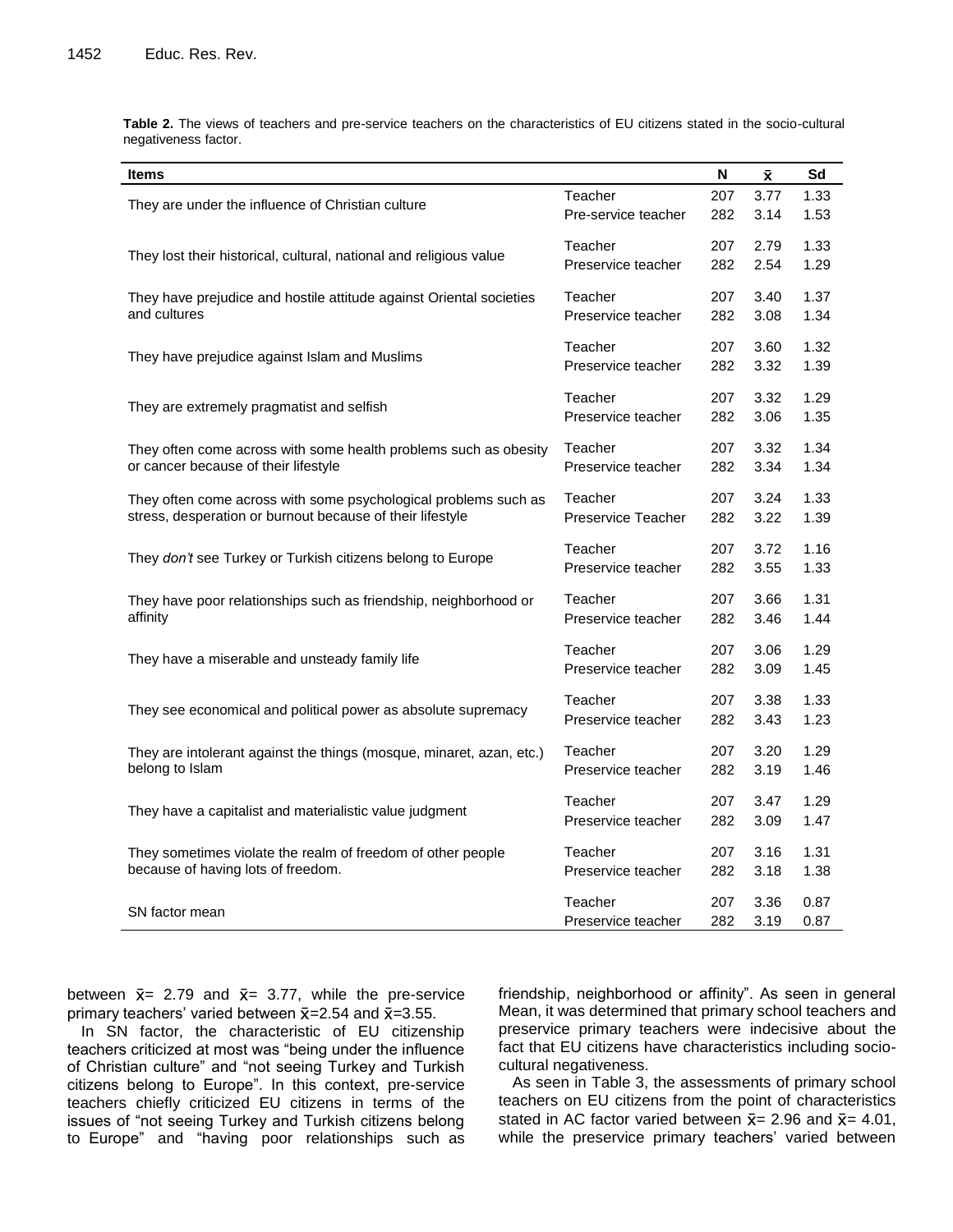**Table 2.** The views of teachers and pre-service teachers on the characteristics of EU citizens stated in the socio-cultural negativeness factor.

| Items | | N | $\bar{x}$ | Sd |
|---|---|---|---|---|
| They are under the influence of Christian culture | Teacher | 207 | 3.77 | 1.33 |
| | Pre-service teacher | 282 | 3.14 | 1.53 |
| They lost their historical, cultural, national and religious value | Teacher | 207 | 2.79 | 1.33 |
| | Preservice teacher | 282 | 2.54 | 1.29 |
| They have prejudice and hostile attitude against Oriental societies and cultures | Teacher | 207 | 3.40 | 1.37 |
| | Preservice teacher | 282 | 3.08 | 1.34 |
| They have prejudice against Islam and Muslims | Teacher | 207 | 3.60 | 1.32 |
| | Preservice teacher | 282 | 3.32 | 1.39 |
| They are extremely pragmatist and selfish | Teacher | 207 | 3.32 | 1.29 |
| | Preservice teacher | 282 | 3.06 | 1.35 |
| They often come across with some health problems such as obesity or cancer because of their lifestyle | Teacher | 207 | 3.32 | 1.34 |
| | Preservice teacher | 282 | 3.34 | 1.34 |
| They often come across with some psychological problems such as stress, desperation or burnout because of their lifestyle | Teacher | 207 | 3.24 | 1.33 |
| | Preservice Teacher | 282 | 3.22 | 1.39 |
| They *don't* see Turkey or Turkish citizens belong to Europe | Teacher | 207 | 3.72 | 1.16 |
| | Preservice teacher | 282 | 3.55 | 1.33 |
| They have poor relationships such as friendship, neighborhood or affinity | Teacher | 207 | 3.66 | 1.31 |
| | Preservice teacher | 282 | 3.46 | 1.44 |
| They have a miserable and unsteady family life | Teacher | 207 | 3.06 | 1.29 |
| | Preservice teacher | 282 | 3.09 | 1.45 |
| They see economical and political power as absolute supremacy | Teacher | 207 | 3.38 | 1.33 |
| | Preservice teacher | 282 | 3.43 | 1.23 |
| They are intolerant against the things (mosque, minaret, azan, etc.) belong to Islam | Teacher | 207 | 3.20 | 1.29 |
| | Preservice teacher | 282 | 3.19 | 1.46 |
| They have a capitalist and materialistic value judgment | Teacher | 207 | 3.47 | 1.29 |
| | Preservice teacher | 282 | 3.09 | 1.47 |
| They sometimes violate the realm of freedom of other people because of having lots of freedom. | Teacher | 207 | 3.16 | 1.31 |
| | Preservice teacher | 282 | 3.18 | 1.38 |
| SN factor mean | Teacher | 207 | 3.36 | 0.87 |
| | Preservice teacher | 282 | 3.19 | 0.87 |

between $\bar{x}$= 2.79 and $\bar{x}$= 3.77, while the pre-service primary teachers' varied between $\bar{x}$=2.54 and $\bar{x}$=3.55.

In SN factor, the characteristic of EU citizenship teachers criticized at most was "being under the influence of Christian culture" and "not seeing Turkey and Turkish citizens belong to Europe". In this context, pre-service teachers chiefly criticized EU citizens in terms of the issues of "not seeing Turkey and Turkish citizens belong to Europe" and "having poor relationships such as friendship, neighborhood or affinity". As seen in general Mean, it was determined that primary school teachers and preservice primary teachers were indecisive about the fact that EU citizens have characteristics including socio-cultural negativeness.

As seen in Table 3, the assessments of primary school teachers on EU citizens from the point of characteristics stated in AC factor varied between $\bar{x}$= 2.96 and $\bar{x}$= 4.01, while the preservice primary teachers' varied between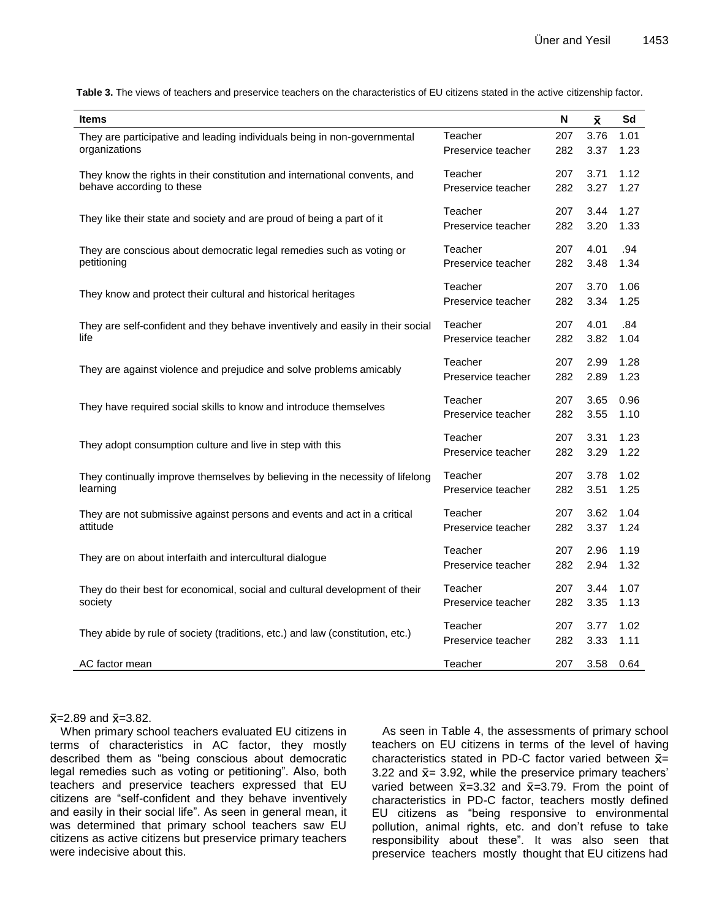**Table 3.** The views of teachers and preservice teachers on the characteristics of EU citizens stated in the active citizenship factor.

| Items | | N | $\bar{x}$ | Sd |
|---|---|---|---|---|
| They are participative and leading individuals being in non-governmental organizations | Teacher | 207 | 3.76 | 1.01 |
| | Preservice teacher | 282 | 3.37 | 1.23 |
| They know the rights in their constitution and international convents, and behave according to these | Teacher | 207 | 3.71 | 1.12 |
| | Preservice teacher | 282 | 3.27 | 1.27 |
| They like their state and society and are proud of being a part of it | Teacher | 207 | 3.44 | 1.27 |
| | Preservice teacher | 282 | 3.20 | 1.33 |
| They are conscious about democratic legal remedies such as voting or petitioning | Teacher | 207 | 4.01 | .94 |
| | Preservice teacher | 282 | 3.48 | 1.34 |
| They know and protect their cultural and historical heritages | Teacher | 207 | 3.70 | 1.06 |
| | Preservice teacher | 282 | 3.34 | 1.25 |
| They are self-confident and they behave inventively and easily in their social life | Teacher | 207 | 4.01 | .84 |
| | Preservice teacher | 282 | 3.82 | 1.04 |
| They are against violence and prejudice and solve problems amicably | Teacher | 207 | 2.99 | 1.28 |
| | Preservice teacher | 282 | 2.89 | 1.23 |
| They have required social skills to know and introduce themselves | Teacher | 207 | 3.65 | 0.96 |
| | Preservice teacher | 282 | 3.55 | 1.10 |
| They adopt consumption culture and live in step with this | Teacher | 207 | 3.31 | 1.23 |
| | Preservice teacher | 282 | 3.29 | 1.22 |
| They continually improve themselves by believing in the necessity of lifelong learning | Teacher | 207 | 3.78 | 1.02 |
| | Preservice teacher | 282 | 3.51 | 1.25 |
| They are not submissive against persons and events and act in a critical attitude | Teacher | 207 | 3.62 | 1.04 |
| | Preservice teacher | 282 | 3.37 | 1.24 |
| They are on about interfaith and intercultural dialogue | Teacher | 207 | 2.96 | 1.19 |
| | Preservice teacher | 282 | 2.94 | 1.32 |
| They do their best for economical, social and cultural development of their society | Teacher | 207 | 3.44 | 1.07 |
| | Preservice teacher | 282 | 3.35 | 1.13 |
| They abide by rule of society (traditions, etc.) and law (constitution, etc.) | Teacher | 207 | 3.77 | 1.02 |
| | Preservice teacher | 282 | 3.33 | 1.11 |
| AC factor mean | Teacher | 207 | 3.58 | 0.64 |

$\bar{x}$=2.89 and $\bar{x}$=3.82.

When primary school teachers evaluated EU citizens in terms of characteristics in AC factor, they mostly described them as "being conscious about democratic legal remedies such as voting or petitioning". Also, both teachers and preservice teachers expressed that EU citizens are "self-confident and they behave inventively and easily in their social life". As seen in general mean, it was determined that primary school teachers saw EU citizens as active citizens but preservice primary teachers were indecisive about this.

As seen in Table 4, the assessments of primary school teachers on EU citizens in terms of the level of having characteristics stated in PD-C factor varied between $\bar{x}$= 3.22 and $\bar{x}$= 3.92, while the preservice primary teachers' varied between $\bar{x}$=3.32 and $\bar{x}$=3.79. From the point of characteristics in PD-C factor, teachers mostly defined EU citizens as "being responsive to environmental pollution, animal rights, etc. and don't refuse to take responsibility about these". It was also seen that preservice teachers mostly thought that EU citizens had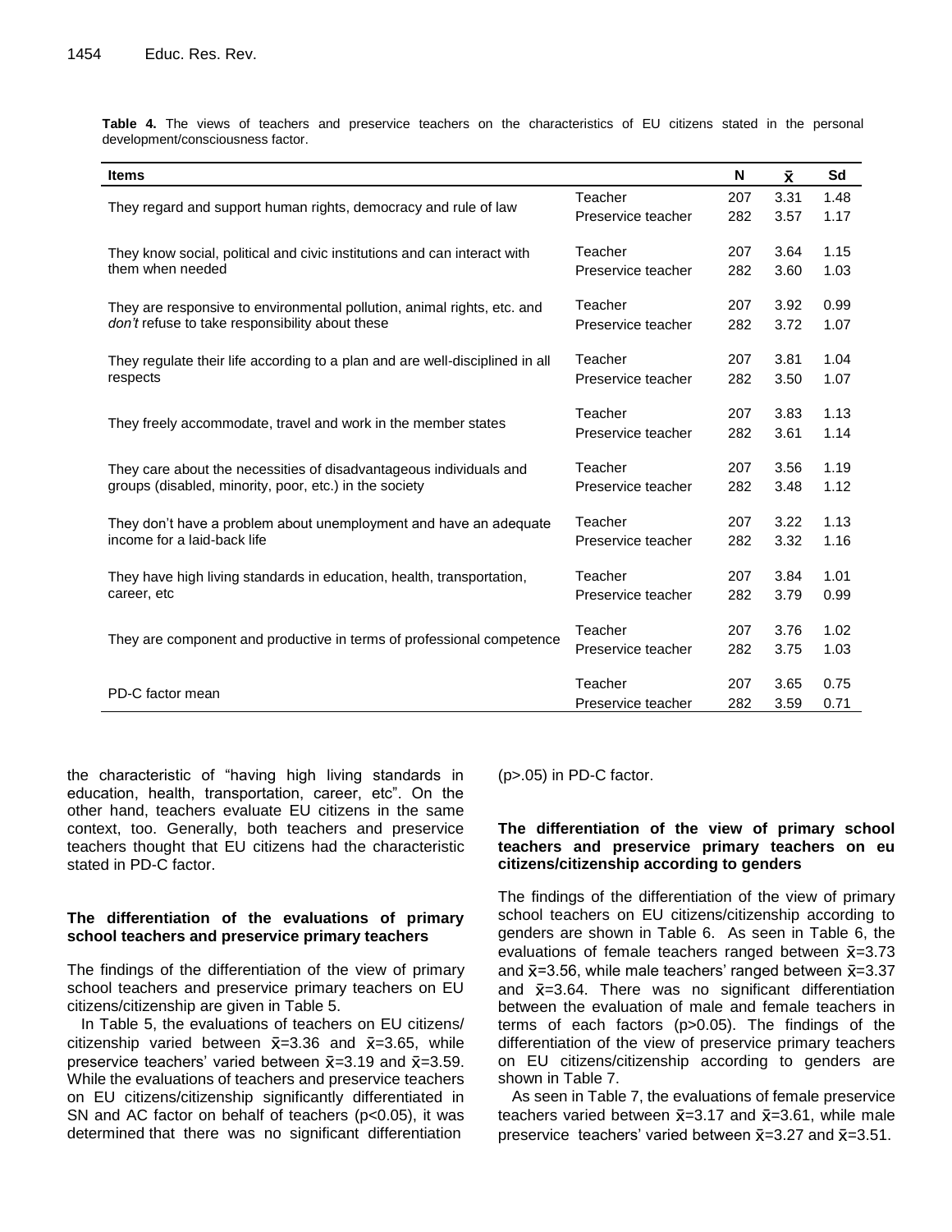**Table 4.** The views of teachers and preservice teachers on the characteristics of EU citizens stated in the personal development/consciousness factor.

| Items | | N | $\bar{x}$ | Sd |
|---|---|---|---|---|
| They regard and support human rights, democracy and rule of law | Teacher | 207 | 3.31 | 1.48 |
| | Preservice teacher | 282 | 3.57 | 1.17 |
| They know social, political and civic institutions and can interact with them when needed | Teacher | 207 | 3.64 | 1.15 |
| | Preservice teacher | 282 | 3.60 | 1.03 |
| They are responsive to environmental pollution, animal rights, etc. and *don't* refuse to take responsibility about these | Teacher | 207 | 3.92 | 0.99 |
| | Preservice teacher | 282 | 3.72 | 1.07 |
| They regulate their life according to a plan and are well-disciplined in all respects | Teacher | 207 | 3.81 | 1.04 |
| | Preservice teacher | 282 | 3.50 | 1.07 |
| They freely accommodate, travel and work in the member states | Teacher | 207 | 3.83 | 1.13 |
| | Preservice teacher | 282 | 3.61 | 1.14 |
| They care about the necessities of disadvantageous individuals and groups (disabled, minority, poor, etc.) in the society | Teacher | 207 | 3.56 | 1.19 |
| | Preservice teacher | 282 | 3.48 | 1.12 |
| They don't have a problem about unemployment and have an adequate income for a laid-back life | Teacher | 207 | 3.22 | 1.13 |
| | Preservice teacher | 282 | 3.32 | 1.16 |
| They have high living standards in education, health, transportation, career, etc | Teacher | 207 | 3.84 | 1.01 |
| | Preservice teacher | 282 | 3.79 | 0.99 |
| They are component and productive in terms of professional competence | Teacher | 207 | 3.76 | 1.02 |
| | Preservice teacher | 282 | 3.75 | 1.03 |
| PD-C factor mean | Teacher | 207 | 3.65 | 0.75 |
| | Preservice teacher | 282 | 3.59 | 0.71 |

the characteristic of "having high living standards in education, health, transportation, career, etc". On the other hand, teachers evaluate EU citizens in the same context, too. Generally, both teachers and preservice teachers thought that EU citizens had the characteristic stated in PD-C factor.

### The differentiation of the evaluations of primary school teachers and preservice primary teachers

The findings of the differentiation of the view of primary school teachers and preservice primary teachers on EU citizens/citizenship are given in Table 5.

In Table 5, the evaluations of teachers on EU citizens/ citizenship varied between $\bar{x}$=3.36 and $\bar{x}$=3.65, while preservice teachers' varied between $\bar{x}$=3.19 and $\bar{x}$=3.59. While the evaluations of teachers and preservice teachers on EU citizens/citizenship significantly differentiated in SN and AC factor on behalf of teachers ($p<0.05$), it was determined that there was no significant differentiation ($p>.05$) in PD-C factor.

### The differentiation of the view of primary school teachers and preservice primary teachers on eu citizens/citizenship according to genders

The findings of the differentiation of the view of primary school teachers on EU citizens/citizenship according to genders are shown in Table 6. As seen in Table 6, the evaluations of female teachers ranged between $\bar{x}$=3.73 and $\bar{x}$=3.56, while male teachers' ranged between $\bar{x}$=3.37 and $\bar{x}$=3.64. There was no significant differentiation between the evaluation of male and female teachers in terms of each factors ($p>0.05$). The findings of the differentiation of the view of preservice primary teachers on EU citizens/citizenship according to genders are shown in Table 7.

As seen in Table 7, the evaluations of female preservice teachers varied between $\bar{x}$=3.17 and $\bar{x}$=3.61, while male preservice teachers' varied between $\bar{x}$=3.27 and $\bar{x}$=3.51.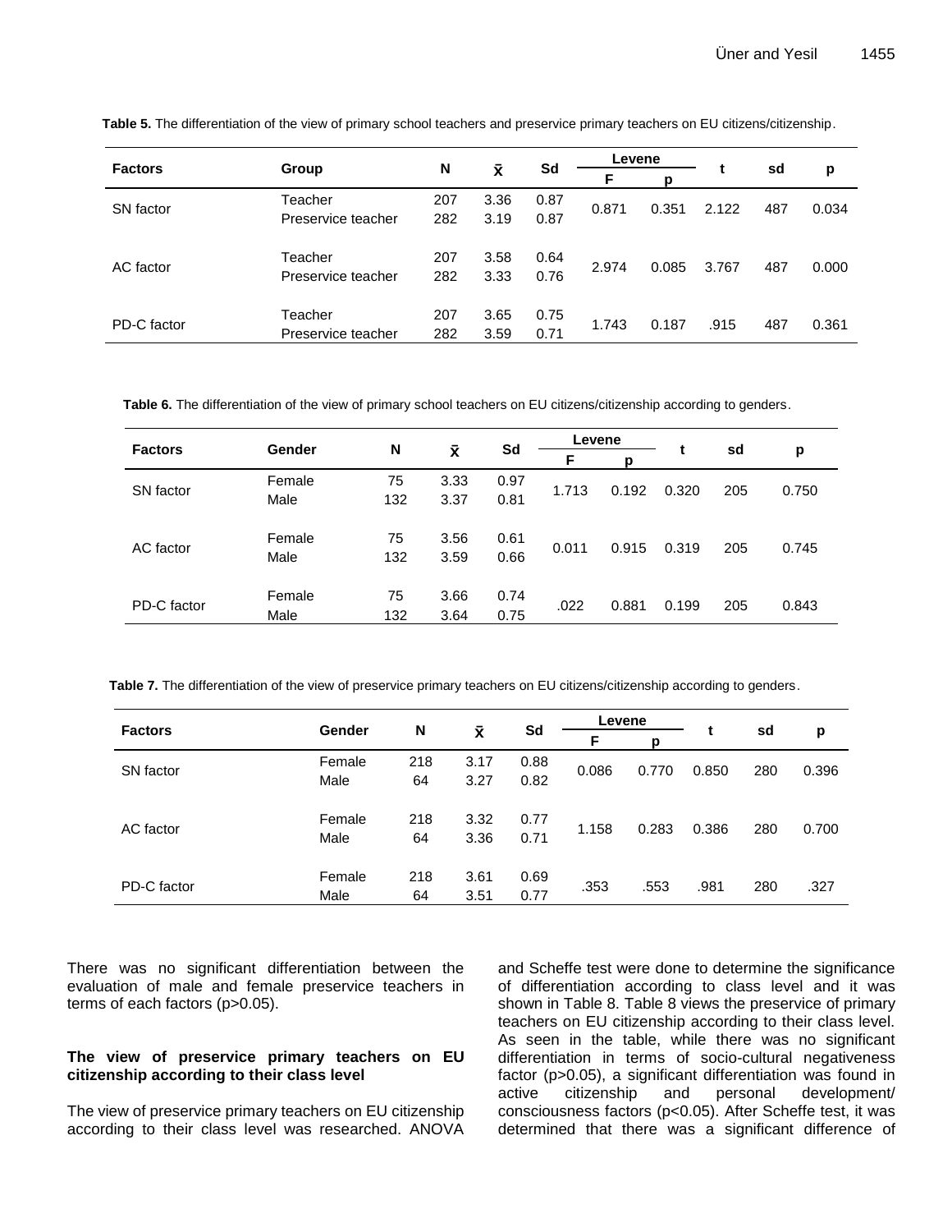**Table 5.** The differentiation of the view of primary school teachers and preservice primary teachers on EU citizens/citizenship.

| Factors | Group | N | $\bar{x}$ | Sd | Levene | | t | sd | p |
|---|---|---|---|---|---|---|---|---|---|
| | | | | | F | p | | | |
| SN factor | Teacher | 207 | 3.36 | 0.87 | 0.871 | 0.351 | 2.122 | 487 | 0.034 |
| | Preservice teacher | 282 | 3.19 | 0.87 | | | | | |
| AC factor | Teacher | 207 | 3.58 | 0.64 | 2.974 | 0.085 | 3.767 | 487 | 0.000 |
| | Preservice teacher | 282 | 3.33 | 0.76 | | | | | |
| PD-C factor | Teacher | 207 | 3.65 | 0.75 | 1.743 | 0.187 | .915 | 487 | 0.361 |
| | Preservice teacher | 282 | 3.59 | 0.71 | | | | | |

**Table 6.** The differentiation of the view of primary school teachers on EU citizens/citizenship according to genders.

| Factors | Gender | N | $\bar{x}$ | Sd | Levene | | t | sd | p |
|---|---|---|---|---|---|---|---|---|---|
| | | | | | F | p | | | |
| SN factor | Female | 75 | 3.33 | 0.97 | 1.713 | 0.192 | 0.320 | 205 | 0.750 |
| | Male | 132 | 3.37 | 0.81 | | | | | |
| AC factor | Female | 75 | 3.56 | 0.61 | 0.011 | 0.915 | 0.319 | 205 | 0.745 |
| | Male | 132 | 3.59 | 0.66 | | | | | |
| PD-C factor | Female | 75 | 3.66 | 0.74 | .022 | 0.881 | 0.199 | 205 | 0.843 |
| | Male | 132 | 3.64 | 0.75 | | | | | |

**Table 7.** The differentiation of the view of preservice primary teachers on EU citizens/citizenship according to genders.

| Factors | Gender | N | $\bar{x}$ | Sd | Levene | | t | sd | p |
|---|---|---|---|---|---|---|---|---|---|
| | | | | | F | p | | | |
| SN factor | Female | 218 | 3.17 | 0.88 | 0.086 | 0.770 | 0.850 | 280 | 0.396 |
| | Male | 64 | 3.27 | 0.82 | | | | | |
| AC factor | Female | 218 | 3.32 | 0.77 | 1.158 | 0.283 | 0.386 | 280 | 0.700 |
| | Male | 64 | 3.36 | 0.71 | | | | | |
| PD-C factor | Female | 218 | 3.61 | 0.69 | .353 | .553 | .981 | 280 | .327 |
| | Male | 64 | 3.51 | 0.77 | | | | | |

There was no significant differentiation between the evaluation of male and female preservice teachers in terms of each factors ($p>0.05$).

### The view of preservice primary teachers on EU citizenship according to their class level

The view of preservice primary teachers on EU citizenship according to their class level was researched. ANOVA and Scheffe test were done to determine the significance of differentiation according to class level and it was shown in Table 8. Table 8 views the preservice of primary teachers on EU citizenship according to their class level. As seen in the table, while there was no significant differentiation in terms of socio-cultural negativeness factor ($p>0.05$), a significant differentiation was found in active citizenship and personal development/ consciousness factors ($p<0.05$). After Scheffe test, it was determined that there was a significant difference of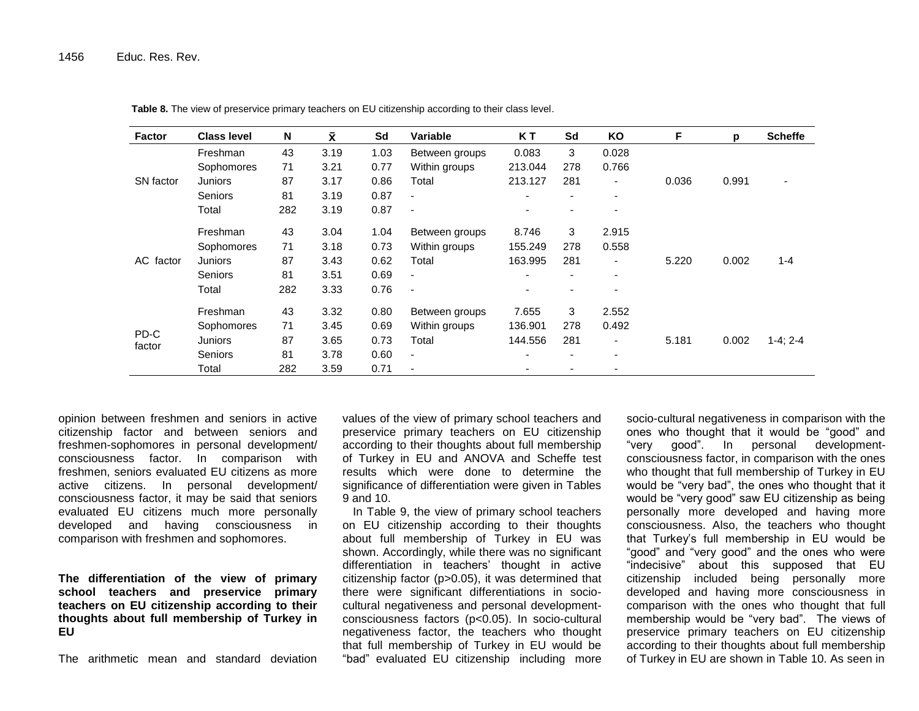**Table 8.** The view of preservice primary teachers on EU citizenship according to their class level.

| Factor | Class level | N | x̄ | Sd | Variable | K T | Sd | KO | F | p | Scheffe |
|---|---|---|---|---|---|---|---|---|---|---|---|
| SN factor | Freshman | 43 | 3.19 | 1.03 | Between groups | 0.083 | 3 | 0.028 | 0.036 | 0.991 | - |
| | Sophomores | 71 | 3.21 | 0.77 | Within groups | 213.044 | 278 | 0.766 | | | |
| | Juniors | 87 | 3.17 | 0.86 | Total | 213.127 | 281 | - | | | |
| | Seniors | 81 | 3.19 | 0.87 | - | - | - | - | | | |
| | Total | 282 | 3.19 | 0.87 | - | - | - | - | | | |
| AC factor | Freshman | 43 | 3.04 | 1.04 | Between groups | 8.746 | 3 | 2.915 | 5.220 | 0.002 | 1-4 |
| | Sophomores | 71 | 3.18 | 0.73 | Within groups | 155.249 | 278 | 0.558 | | | |
| | Juniors | 87 | 3.43 | 0.62 | Total | 163.995 | 281 | - | | | |
| | Seniors | 81 | 3.51 | 0.69 | - | - | - | - | | | |
| | Total | 282 | 3.33 | 0.76 | - | - | - | - | | | |
| PD-C factor | Freshman | 43 | 3.32 | 0.80 | Between groups | 7.655 | 3 | 2.552 | 5.181 | 0.002 | 1-4; 2-4 |
| | Sophomores | 71 | 3.45 | 0.69 | Within groups | 136.901 | 278 | 0.492 | | | |
| | Juniors | 87 | 3.65 | 0.73 | Total | 144.556 | 281 | - | | | |
| | Seniors | 81 | 3.78 | 0.60 | - | - | - | - | | | |
| | Total | 282 | 3.59 | 0.71 | - | - | - | - | | | |

opinion between freshmen and seniors in active citizenship factor and between seniors and freshmen-sophomores in personal development/ consciousness factor. In comparison with freshmen, seniors evaluated EU citizens as more active citizens. In personal development/ consciousness factor, it may be said that seniors evaluated EU citizens much more personally developed and having consciousness in comparison with freshmen and sophomores.

**The differentiation of the view of primary school teachers and preservice primary teachers on EU citizenship according to their thoughts about full membership of Turkey in EU**

The arithmetic mean and standard deviation values of the view of primary school teachers and preservice primary teachers on EU citizenship according to their thoughts about full membership of Turkey in EU and ANOVA and Scheffe test results which were done to determine the significance of differentiation were given in Tables 9 and 10.

In Table 9, the view of primary school teachers on EU citizenship according to their thoughts about full membership of Turkey in EU was shown. Accordingly, while there was no significant differentiation in teachers' thought in active citizenship factor ($p>0.05$), it was determined that there were significant differentiations in socio-cultural negativeness and personal development-consciousness factors ($p<0.05$). In socio-cultural negativeness factor, the teachers who thought that full membership of Turkey in EU would be "bad" evaluated EU citizenship including more socio-cultural negativeness in comparison with the ones who thought that it would be "good" and "very good". In personal development-consciousness factor, in comparison with the ones who thought that full membership of Turkey in EU would be "very bad", the ones who thought that it would be "very good" saw EU citizenship as being personally more developed and having more consciousness. Also, the teachers who thought that Turkey's full membership in EU would be "good" and "very good" and the ones who were "indecisive" about this supposed that EU citizenship included being personally more developed and having more consciousness in comparison with the ones who thought that full membership would be "very bad". The views of preservice primary teachers on EU citizenship according to their thoughts about full membership of Turkey in EU are shown in Table 10. As seen in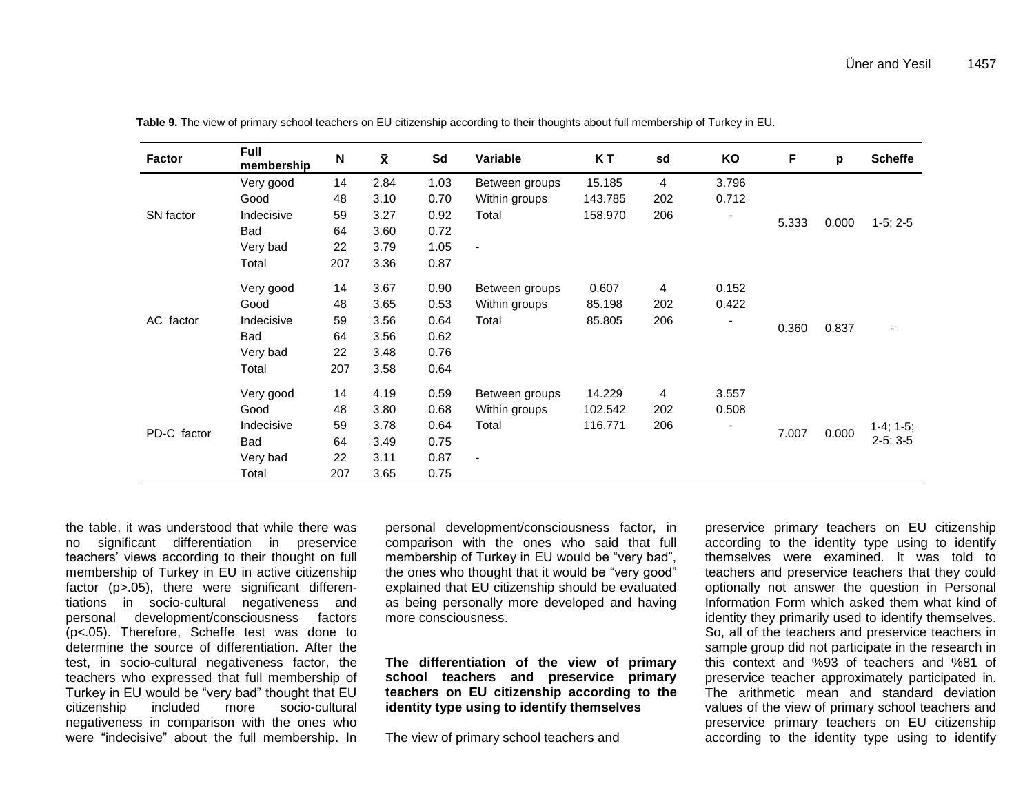**Table 9.** The view of primary school teachers on EU citizenship according to their thoughts about full membership of Turkey in EU.

| Factor | Full membership | N | $\bar{x}$ | Sd | Variable | K T | sd | KO | F | p | Scheffe |
|---|---|---|---|---|---|---|---|---|---|---|---|
| SN factor | Very good | 14 | 2.84 | 1.03 | Between groups | 15.185 | 4 | 3.796 | 5.333 | 0.000 | 1-5; 2-5 |
| | Good | 48 | 3.10 | 0.70 | Within groups | 143.785 | 202 | 0.712 | | | |
| | Indecisive | 59 | 3.27 | 0.92 | Total | 158.970 | 206 | - | | | |
| | Bad | 64 | 3.60 | 0.72 | | | | | | | |
| | Very bad | 22 | 3.79 | 1.05 | - | | | | | | |
| | Total | 207 | 3.36 | 0.87 | | | | | | | |
| AC factor | Very good | 14 | 3.67 | 0.90 | Between groups | 0.607 | 4 | 0.152 | 0.360 | 0.837 | - |
| | Good | 48 | 3.65 | 0.53 | Within groups | 85.198 | 202 | 0.422 | | | |
| | Indecisive | 59 | 3.56 | 0.64 | Total | 85.805 | 206 | - | | | |
| | Bad | 64 | 3.56 | 0.62 | | | | | | | |
| | Very bad | 22 | 3.48 | 0.76 | | | | | | | |
| | Total | 207 | 3.58 | 0.64 | | | | | | | |
| PD-C factor | Very good | 14 | 4.19 | 0.59 | Between groups | 14.229 | 4 | 3.557 | 7.007 | 0.000 | 1-4; 1-5; 2-5; 3-5 |
| | Good | 48 | 3.80 | 0.68 | Within groups | 102.542 | 202 | 0.508 | | | |
| | Indecisive | 59 | 3.78 | 0.64 | Total | 116.771 | 206 | - | | | |
| | Bad | 64 | 3.49 | 0.75 | | | | | | | |
| | Very bad | 22 | 3.11 | 0.87 | - | | | | | | |
| | Total | 207 | 3.65 | 0.75 | | | | | | | |

the table, it was understood that while there was no significant differentiation in preservice teachers' views according to their thought on full membership of Turkey in EU in active citizenship factor (p>.05), there were significant differentiations in socio-cultural negativeness and personal development/consciousness factors (p<.05). Therefore, Scheffe test was done to determine the source of differentiation. After the test, in socio-cultural negativeness factor, the teachers who expressed that full membership of Turkey in EU would be "very bad" thought that EU citizenship included more socio-cultural negativeness in comparison with the ones who were "indecisive" about the full membership. In personal development/consciousness factor, in comparison with the ones who said that full membership of Turkey in EU would be "very bad", the ones who thought that it would be "very good" explained that EU citizenship should be evaluated as being personally more developed and having more consciousness.

### The differentiation of the view of primary school teachers and preservice primary teachers on EU citizenship according to the identity type using to identify themselves

The view of primary school teachers and preservice primary teachers on EU citizenship according to the identity type using to identify themselves were examined. It was told to teachers and preservice teachers that they could optionally not answer the question in Personal Information Form which asked them what kind of identity they primarily used to identify themselves. So, all of the teachers and preservice teachers in sample group did not participate in the research in this context and %93 of teachers and %81 of preservice teacher approximately participated in. The arithmetic mean and standard deviation values of the view of primary school teachers and preservice primary teachers on EU citizenship according to the identity type using to identify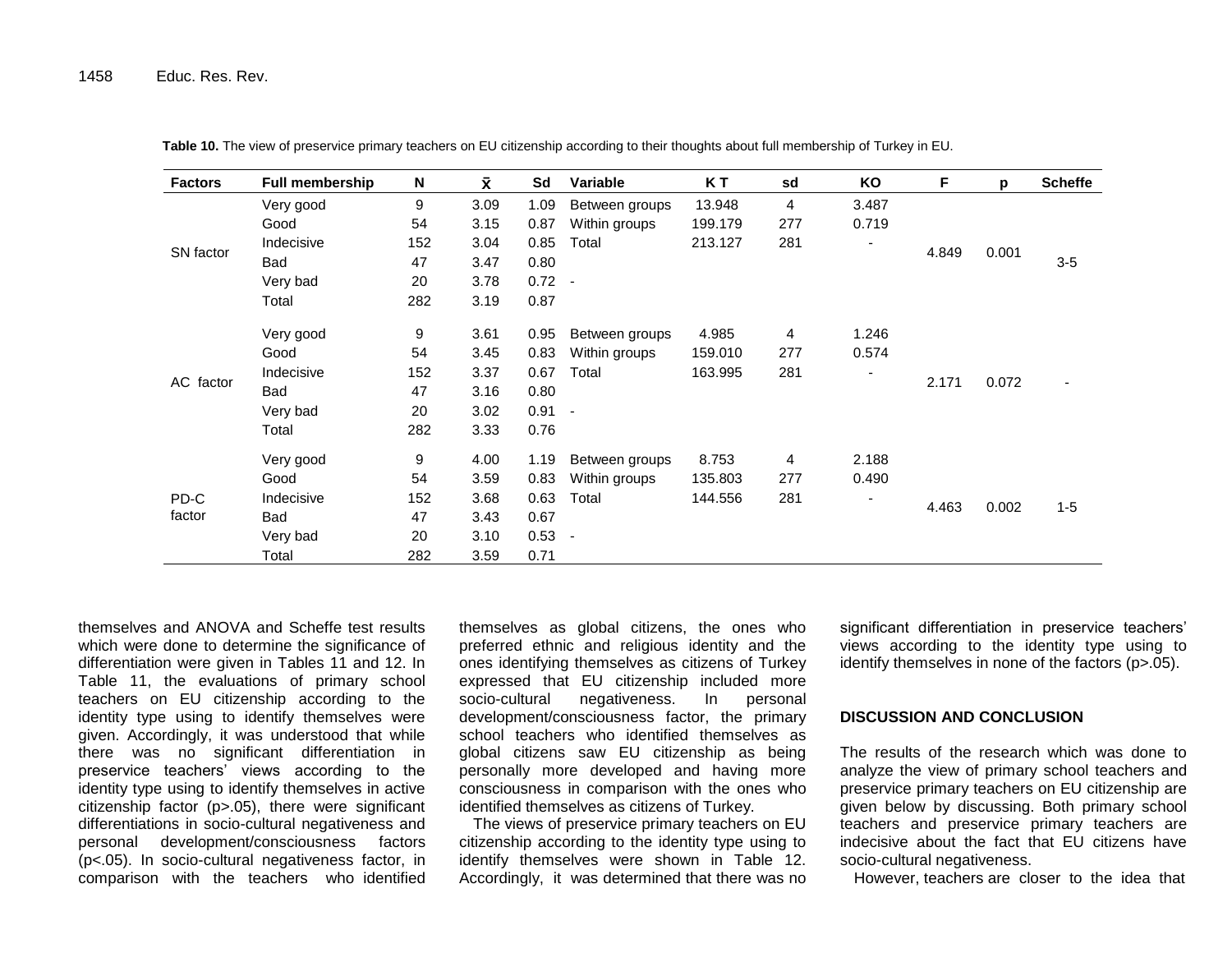**Table 10.** The view of preservice primary teachers on EU citizenship according to their thoughts about full membership of Turkey in EU.

| Factors | Full membership | N | $\bar{x}$ | Sd | Variable | K T | sd | KO | F | p | Scheffe |
|---|---|---|---|---|---|---|---|---|---|---|---|
| SN factor | Very good | 9 | 3.09 | 1.09 | Between groups | 13.948 | 4 | 3.487 | 4.849 | 0.001 | 3-5 |
| | Good | 54 | 3.15 | 0.87 | Within groups | 199.179 | 277 | 0.719 | | | |
| | Indecisive | 152 | 3.04 | 0.85 | Total | 213.127 | 281 | - | | | |
| | Bad | 47 | 3.47 | 0.80 | | | | | | | |
| | Very bad | 20 | 3.78 | 0.72 | - | | | | | | |
| | Total | 282 | 3.19 | 0.87 | | | | | | | |
| AC factor | Very good | 9 | 3.61 | 0.95 | Between groups | 4.985 | 4 | 1.246 | 2.171 | 0.072 | - |
| | Good | 54 | 3.45 | 0.83 | Within groups | 159.010 | 277 | 0.574 | | | |
| | Indecisive | 152 | 3.37 | 0.67 | Total | 163.995 | 281 | - | | | |
| | Bad | 47 | 3.16 | 0.80 | | | | | | | |
| | Very bad | 20 | 3.02 | 0.91 | - | | | | | | |
| | Total | 282 | 3.33 | 0.76 | | | | | | | |
| PD-C factor | Very good | 9 | 4.00 | 1.19 | Between groups | 8.753 | 4 | 2.188 | 4.463 | 0.002 | 1-5 |
| | Good | 54 | 3.59 | 0.83 | Within groups | 135.803 | 277 | 0.490 | | | |
| | Indecisive | 152 | 3.68 | 0.63 | Total | 144.556 | 281 | - | | | |
| | Bad | 47 | 3.43 | 0.67 | | | | | | | |
| | Very bad | 20 | 3.10 | 0.53 | - | | | | | | |
| | Total | 282 | 3.59 | 0.71 | | | | | | | |

themselves and ANOVA and Scheffe test results which were done to determine the significance of differentiation were given in Tables 11 and 12. In Table 11, the evaluations of primary school teachers on EU citizenship according to the identity type using to identify themselves were given. Accordingly, it was understood that while there was no significant differentiation in preservice teachers' views according to the identity type using to identify themselves in active citizenship factor (p>.05), there were significant differentiations in socio-cultural negativeness and personal development/consciousness factors (p<.05). In socio-cultural negativeness factor, in comparison with the teachers who identified themselves as global citizens, the ones who preferred ethnic and religious identity and the ones identifying themselves as citizens of Turkey expressed that EU citizenship included more socio-cultural negativeness. In personal development/consciousness factor, the primary school teachers who identified themselves as global citizens saw EU citizenship as being personally more developed and having more consciousness in comparison with the ones who identified themselves as citizens of Turkey.

The views of preservice primary teachers on EU citizenship according to the identity type using to identify themselves were shown in Table 12. Accordingly, it was determined that there was no significant differentiation in preservice teachers' views according to the identity type using to identify themselves in none of the factors (p>.05).

## DISCUSSION AND CONCLUSION

The results of the research which was done to analyze the view of primary school teachers and preservice primary teachers on EU citizenship are given below by discussing. Both primary school teachers and preservice primary teachers are indecisive about the fact that EU citizens have socio-cultural negativeness.

However, teachers are closer to the idea that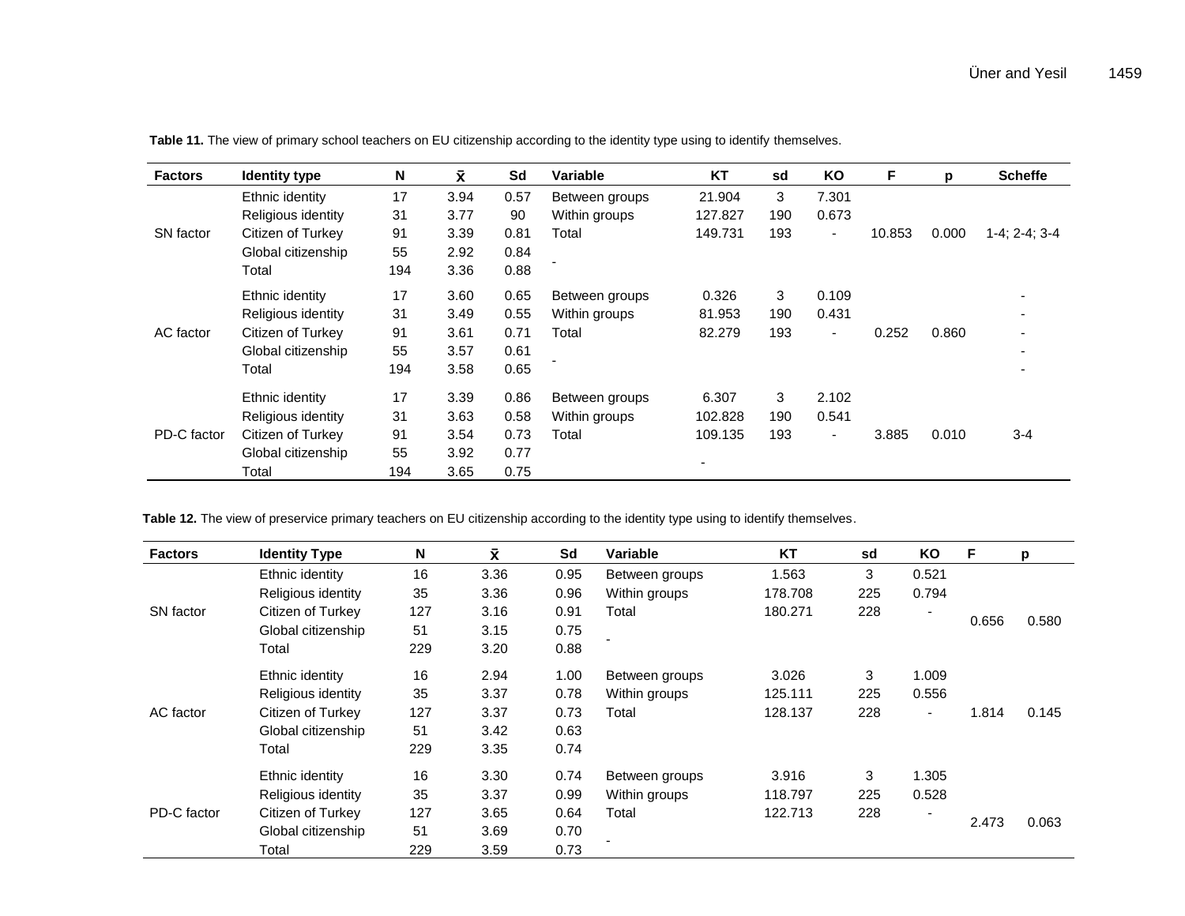**Table 11.** The view of primary school teachers on EU citizenship according to the identity type using to identify themselves.

| Factors | Identity type | N | x̄ | Sd | Variable | KT | sd | KO | F | p | Scheffe |
|---|---|---|---|---|---|---|---|---|---|---|---|
| SN factor | Ethnic identity | 17 | 3.94 | 0.57 | Between groups | 21.904 | 3 | 7.301 | 10.853 | 0.000 | 1-4; 2-4; 3-4 |
| | Religious identity | 31 | 3.77 | 90 | Within groups | 127.827 | 190 | 0.673 | | | |
| | Citizen of Turkey | 91 | 3.39 | 0.81 | Total | 149.731 | 193 | - | | | |
| | Global citizenship | 55 | 2.92 | 0.84 | - | | | | | | |
| | Total | 194 | 3.36 | 0.88 | | | | | | | |
| AC factor | Ethnic identity | 17 | 3.60 | 0.65 | Between groups | 0.326 | 3 | 0.109 | 0.252 | 0.860 | - |
| | Religious identity | 31 | 3.49 | 0.55 | Within groups | 81.953 | 190 | 0.431 | | | - |
| | Citizen of Turkey | 91 | 3.61 | 0.71 | Total | 82.279 | 193 | - | | | - |
| | Global citizenship | 55 | 3.57 | 0.61 | - | | | | | | - |
| | Total | 194 | 3.58 | 0.65 | | | | | | | - |
| PD-C factor | Ethnic identity | 17 | 3.39 | 0.86 | Between groups | 6.307 | 3 | 2.102 | 3.885 | 0.010 | 3-4 |
| | Religious identity | 31 | 3.63 | 0.58 | Within groups | 102.828 | 190 | 0.541 | | | |
| | Citizen of Turkey | 91 | 3.54 | 0.73 | Total | 109.135 | 193 | - | | | |
| | Global citizenship | 55 | 3.92 | 0.77 | | - | | | | | |
| | Total | 194 | 3.65 | 0.75 | | | | | | | |

**Table 12.** The view of preservice primary teachers on EU citizenship according to the identity type using to identify themselves.

| Factors | Identity Type | N | x̄ | Sd | Variable | KT | sd | KO | F | p |
|---|---|---|---|---|---|---|---|---|---|---|
| SN factor | Ethnic identity | 16 | 3.36 | 0.95 | Between groups | 1.563 | 3 | 0.521 | 0.656 | 0.580 |
| | Religious identity | 35 | 3.36 | 0.96 | Within groups | 178.708 | 225 | 0.794 | | |
| | Citizen of Turkey | 127 | 3.16 | 0.91 | Total | 180.271 | 228 | - | | |
| | Global citizenship | 51 | 3.15 | 0.75 | - | | | | | |
| | Total | 229 | 3.20 | 0.88 | | | | | | |
| AC factor | Ethnic identity | 16 | 2.94 | 1.00 | Between groups | 3.026 | 3 | 1.009 | 1.814 | 0.145 |
| | Religious identity | 35 | 3.37 | 0.78 | Within groups | 125.111 | 225 | 0.556 | | |
| | Citizen of Turkey | 127 | 3.37 | 0.73 | Total | 128.137 | 228 | - | | |
| | Global citizenship | 51 | 3.42 | 0.63 | | | | | | |
| | Total | 229 | 3.35 | 0.74 | | | | | | |
| PD-C factor | Ethnic identity | 16 | 3.30 | 0.74 | Between groups | 3.916 | 3 | 1.305 | 2.473 | 0.063 |
| | Religious identity | 35 | 3.37 | 0.99 | Within groups | 118.797 | 225 | 0.528 | | |
| | Citizen of Turkey | 127 | 3.65 | 0.64 | Total | 122.713 | 228 | - | | |
| | Global citizenship | 51 | 3.69 | 0.70 | - | | | | | |
| | Total | 229 | 3.59 | 0.73 | | | | | | |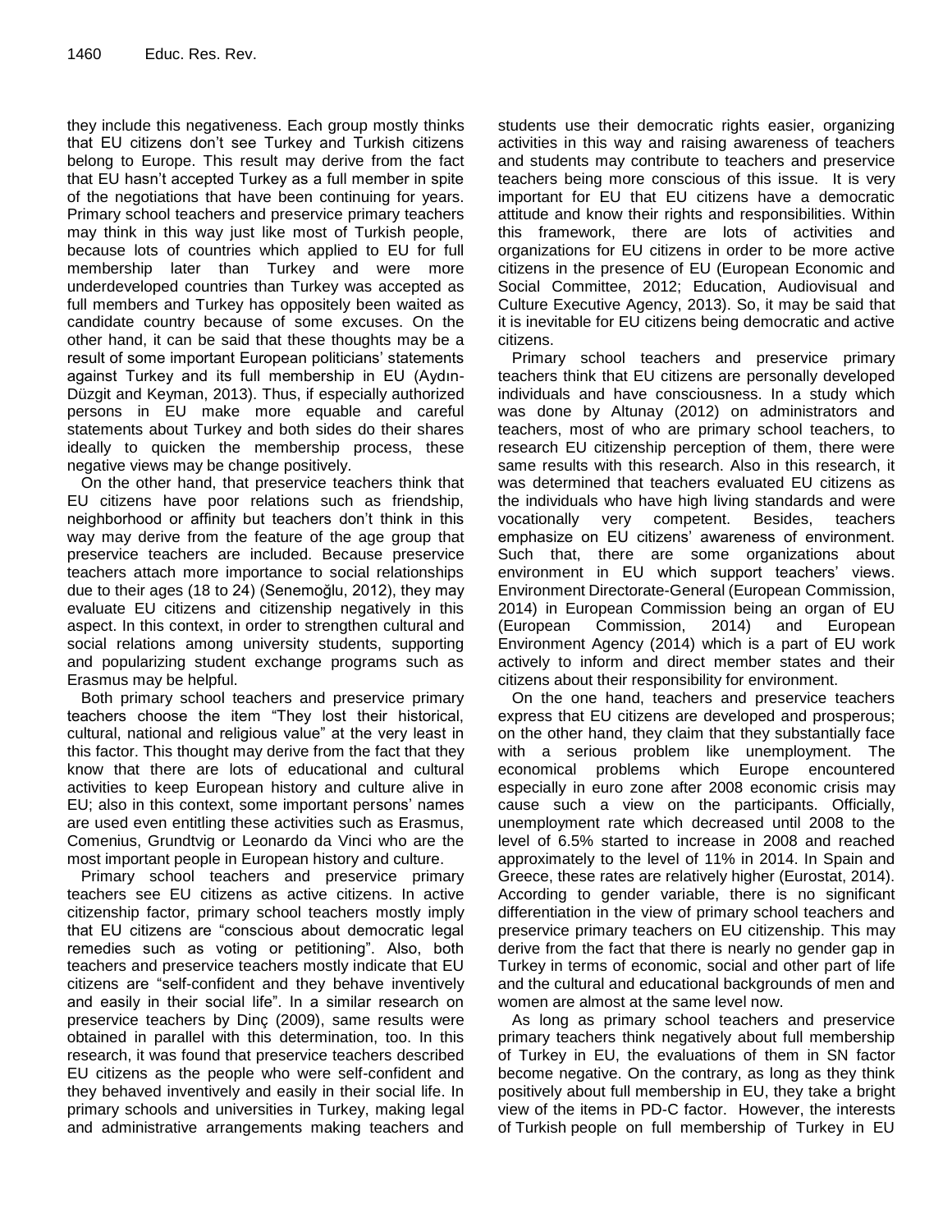they include this negativeness. Each group mostly thinks that EU citizens don't see Turkey and Turkish citizens belong to Europe. This result may derive from the fact that EU hasn't accepted Turkey as a full member in spite of the negotiations that have been continuing for years. Primary school teachers and preservice primary teachers may think in this way just like most of Turkish people, because lots of countries which applied to EU for full membership later than Turkey and were more underdeveloped countries than Turkey was accepted as full members and Turkey has oppositely been waited as candidate country because of some excuses. On the other hand, it can be said that these thoughts may be a result of some important European politicians' statements against Turkey and its full membership in EU (Aydın-Düzgit and Keyman, 2013). Thus, if especially authorized persons in EU make more equable and careful statements about Turkey and both sides do their shares ideally to quicken the membership process, these negative views may be change positively.

On the other hand, that preservice teachers think that EU citizens have poor relations such as friendship, neighborhood or affinity but teachers don't think in this way may derive from the feature of the age group that preservice teachers are included. Because preservice teachers attach more importance to social relationships due to their ages (18 to 24) (Senemoğlu, 2012), they may evaluate EU citizens and citizenship negatively in this aspect. In this context, in order to strengthen cultural and social relations among university students, supporting and popularizing student exchange programs such as Erasmus may be helpful.

Both primary school teachers and preservice primary teachers choose the item "They lost their historical, cultural, national and religious value" at the very least in this factor. This thought may derive from the fact that they know that there are lots of educational and cultural activities to keep European history and culture alive in EU; also in this context, some important persons' names are used even entitling these activities such as Erasmus, Comenius, Grundtvig or Leonardo da Vinci who are the most important people in European history and culture.

Primary school teachers and preservice primary teachers see EU citizens as active citizens. In active citizenship factor, primary school teachers mostly imply that EU citizens are "conscious about democratic legal remedies such as voting or petitioning". Also, both teachers and preservice teachers mostly indicate that EU citizens are "self-confident and they behave inventively and easily in their social life". In a similar research on preservice teachers by Dinç (2009), same results were obtained in parallel with this determination, too. In this research, it was found that preservice teachers described EU citizens as the people who were self-confident and they behaved inventively and easily in their social life. In primary schools and universities in Turkey, making legal and administrative arrangements making teachers and students use their democratic rights easier, organizing activities in this way and raising awareness of teachers and students may contribute to teachers and preservice teachers being more conscious of this issue. It is very important for EU that EU citizens have a democratic attitude and know their rights and responsibilities. Within this framework, there are lots of activities and organizations for EU citizens in order to be more active citizens in the presence of EU (European Economic and Social Committee, 2012; Education, Audiovisual and Culture Executive Agency, 2013). So, it may be said that it is inevitable for EU citizens being democratic and active citizens.

Primary school teachers and preservice primary teachers think that EU citizens are personally developed individuals and have consciousness. In a study which was done by Altunay (2012) on administrators and teachers, most of who are primary school teachers, to research EU citizenship perception of them, there were same results with this research. Also in this research, it was determined that teachers evaluated EU citizens as the individuals who have high living standards and were vocationally very competent. Besides, teachers emphasize on EU citizens' awareness of environment. Such that, there are some organizations about environment in EU which support teachers' views. Environment Directorate-General (European Commission, 2014) in European Commission being an organ of EU (European Commission, 2014) and European Environment Agency (2014) which is a part of EU work actively to inform and direct member states and their citizens about their responsibility for environment.

On the one hand, teachers and preservice teachers express that EU citizens are developed and prosperous; on the other hand, they claim that they substantially face with a serious problem like unemployment. The economical problems which Europe encountered especially in euro zone after 2008 economic crisis may cause such a view on the participants. Officially, unemployment rate which decreased until 2008 to the level of 6.5% started to increase in 2008 and reached approximately to the level of 11% in 2014. In Spain and Greece, these rates are relatively higher (Eurostat, 2014). According to gender variable, there is no significant differentiation in the view of primary school teachers and preservice primary teachers on EU citizenship. This may derive from the fact that there is nearly no gender gap in Turkey in terms of economic, social and other part of life and the cultural and educational backgrounds of men and women are almost at the same level now.

As long as primary school teachers and preservice primary teachers think negatively about full membership of Turkey in EU, the evaluations of them in SN factor become negative. On the contrary, as long as they think positively about full membership in EU, they take a bright view of the items in PD-C factor. However, the interests of Turkish people on full membership of Turkey in EU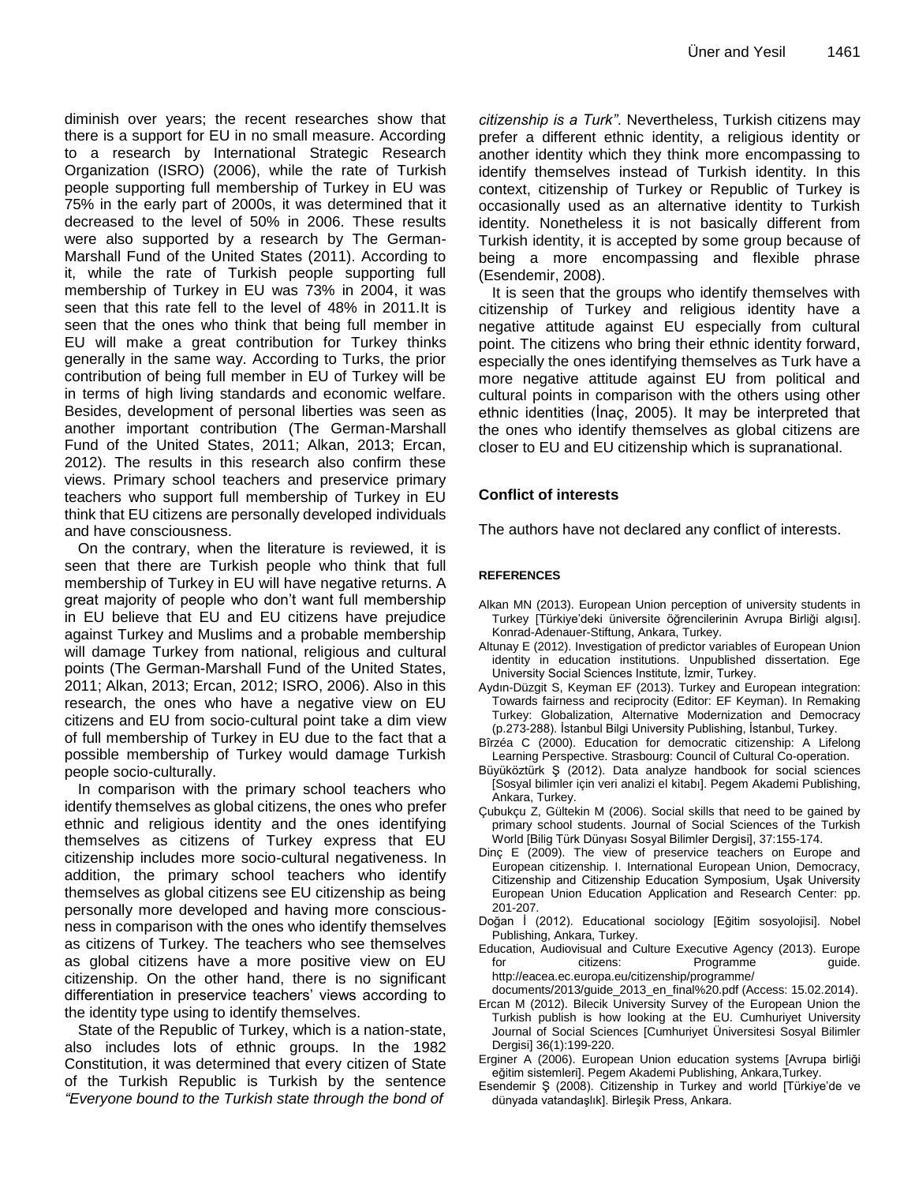diminish over years; the recent researches show that there is a support for EU in no small measure. According to a research by International Strategic Research Organization (ISRO) (2006), while the rate of Turkish people supporting full membership of Turkey in EU was 75% in the early part of 2000s, it was determined that it decreased to the level of 50% in 2006. These results were also supported by a research by The German-Marshall Fund of the United States (2011). According to it, while the rate of Turkish people supporting full membership of Turkey in EU was 73% in 2004, it was seen that this rate fell to the level of 48% in 2011.It is seen that the ones who think that being full member in EU will make a great contribution for Turkey thinks generally in the same way. According to Turks, the prior contribution of being full member in EU of Turkey will be in terms of high living standards and economic welfare. Besides, development of personal liberties was seen as another important contribution (The German-Marshall Fund of the United States, 2011; Alkan, 2013; Ercan, 2012). The results in this research also confirm these views. Primary school teachers and preservice primary teachers who support full membership of Turkey in EU think that EU citizens are personally developed individuals and have consciousness.

On the contrary, when the literature is reviewed, it is seen that there are Turkish people who think that full membership of Turkey in EU will have negative returns. A great majority of people who don't want full membership in EU believe that EU and EU citizens have prejudice against Turkey and Muslims and a probable membership will damage Turkey from national, religious and cultural points (The German-Marshall Fund of the United States, 2011; Alkan, 2013; Ercan, 2012; ISRO, 2006). Also in this research, the ones who have a negative view on EU citizens and EU from socio-cultural point take a dim view of full membership of Turkey in EU due to the fact that a possible membership of Turkey would damage Turkish people socio-culturally.

In comparison with the primary school teachers who identify themselves as global citizens, the ones who prefer ethnic and religious identity and the ones identifying themselves as citizens of Turkey express that EU citizenship includes more socio-cultural negativeness. In addition, the primary school teachers who identify themselves as global citizens see EU citizenship as being personally more developed and having more consciousness in comparison with the ones who identify themselves as citizens of Turkey. The teachers who see themselves as global citizens have a more positive view on EU citizenship. On the other hand, there is no significant differentiation in preservice teachers' views according to the identity type using to identify themselves.

State of the Republic of Turkey, which is a nation-state, also includes lots of ethnic groups. In the 1982 Constitution, it was determined that every citizen of State of the Turkish Republic is Turkish by the sentence *"Everyone bound to the Turkish state through the bond of citizenship is a Turk"*. Nevertheless, Turkish citizens may prefer a different ethnic identity, a religious identity or another identity which they think more encompassing to identify themselves instead of Turkish identity. In this context, citizenship of Turkey or Republic of Turkey is occasionally used as an alternative identity to Turkish identity. Nonetheless it is not basically different from Turkish identity, it is accepted by some group because of being a more encompassing and flexible phrase (Esendemir, 2008).

It is seen that the groups who identify themselves with citizenship of Turkey and religious identity have a negative attitude against EU especially from cultural point. The citizens who bring their ethnic identity forward, especially the ones identifying themselves as Turk have a more negative attitude against EU from political and cultural points in comparison with the others using other ethnic identities (İnaç, 2005). It may be interpreted that the ones who identify themselves as global citizens are closer to EU and EU citizenship which is supranational.

## Conflict of interests

The authors have not declared any conflict of interests.

## REFERENCES

Alkan MN (2013). European Union perception of university students in Turkey [Türkiye'deki üniversite öğrencilerinin Avrupa Birliği algısı]. Konrad-Adenauer-Stiftung, Ankara, Turkey.

Altunay E (2012). Investigation of predictor variables of European Union identity in education institutions. Unpublished dissertation. Ege University Social Sciences Institute, İzmir, Turkey.

Aydın-Düzgit S, Keyman EF (2013). Turkey and European integration: Towards fairness and reciprocity (Editor: EF Keyman). In Remaking Turkey: Globalization, Alternative Modernization and Democracy (p.273-288). İstanbul Bilgi University Publishing, İstanbul, Turkey.

Bîrzéa C (2000). Education for democratic citizenship: A Lifelong Learning Perspective. Strasbourg: Council of Cultural Co-operation.

Büyüköztürk Ş (2012). Data analyze handbook for social sciences [Sosyal bilimler için veri analizi el kitabı]. Pegem Akademi Publishing, Ankara, Turkey.

Çubukçu Z, Gültekin M (2006). Social skills that need to be gained by primary school students. Journal of Social Sciences of the Turkish World [Bilig Türk Dünyası Sosyal Bilimler Dergisi], 37:155-174.

Dinç E (2009). The view of preservice teachers on Europe and European citizenship. I. International European Union, Democracy, Citizenship and Citizenship Education Symposium, Uşak University European Union Education Application and Research Center: pp. 201-207.

Doğan İ (2012). Educational sociology [Eğitim sosyolojisi]. Nobel Publishing, Ankara, Turkey.

Education, Audiovisual and Culture Executive Agency (2013). Europe for citizens: Programme guide. http://eacea.ec.europa.eu/citizenship/programme/documents/2013/guide_2013_en_final%20.pdf (Access: 15.02.2014).

Ercan M (2012). Bilecik University Survey of the European Union the Turkish publish is how looking at the EU. Cumhuriyet University Journal of Social Sciences [Cumhuriyet Üniversitesi Sosyal Bilimler Dergisi] 36(1):199-220.

Erginer A (2006). European Union education systems [Avrupa birliği eğitim sistemleri]. Pegem Akademi Publishing, Ankara,Turkey.

Esendemir Ş (2008). Citizenship in Turkey and world [Türkiye'de ve dünyada vatandaşlık]. Birleşik Press, Ankara.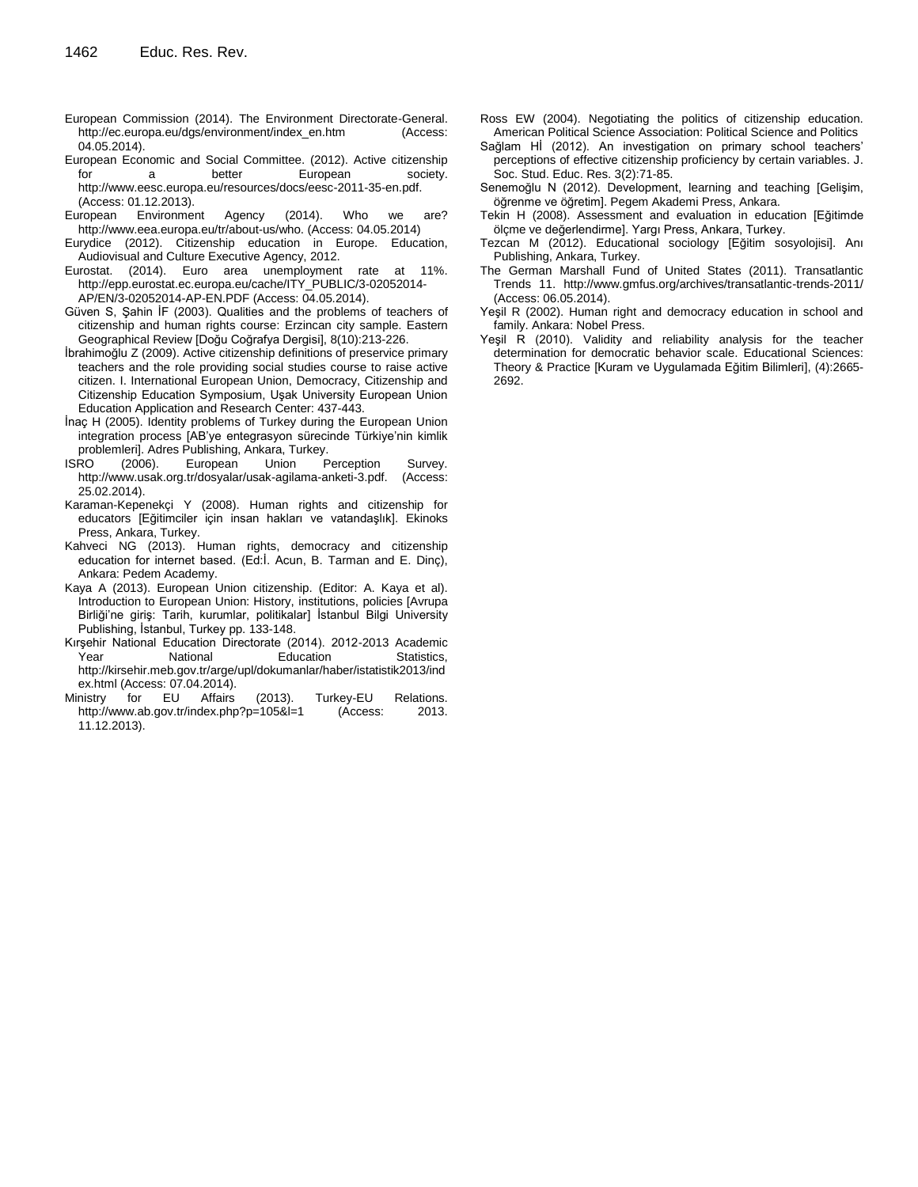European Commission (2014). The Environment Directorate-General. http://ec.europa.eu/dgs/environment/index_en.htm (Access: 04.05.2014).

European Economic and Social Committee. (2012). Active citizenship for a better European society. http://www.eesc.europa.eu/resources/docs/eesc-2011-35-en.pdf. (Access: 01.12.2013).

European Environment Agency (2014). Who we are? http://www.eea.europa.eu/tr/about-us/who. (Access: 04.05.2014)

Eurydice (2012). Citizenship education in Europe. Education, Audiovisual and Culture Executive Agency, 2012.

Eurostat. (2014). Euro area unemployment rate at 11%. http://epp.eurostat.ec.europa.eu/cache/ITY_PUBLIC/3-02052014-AP/EN/3-02052014-AP-EN.PDF (Access: 04.05.2014).

Güven S, Şahin İF (2003). Qualities and the problems of teachers of citizenship and human rights course: Erzincan city sample. Eastern Geographical Review [Doğu Coğrafya Dergisi], 8(10):213-226.

İbrahimoğlu Z (2009). Active citizenship definitions of preservice primary teachers and the role providing social studies course to raise active citizen. I. International European Union, Democracy, Citizenship and Citizenship Education Symposium, Uşak University European Union Education Application and Research Center: 437-443.

İnaç H (2005). Identity problems of Turkey during the European Union integration process [AB'ye entegrasyon sürecinde Türkiye'nin kimlik problemleri]. Adres Publishing, Ankara, Turkey.

ISRO (2006). European Union Perception Survey. http://www.usak.org.tr/dosyalar/usak-agilama-anketi-3.pdf. (Access: 25.02.2014).

Karaman-Kepenekçi Y (2008). Human rights and citizenship for educators [Eğitimciler için insan hakları ve vatandaşlık]. Ekinoks Press, Ankara, Turkey.

Kahveci NG (2013). Human rights, democracy and citizenship education for internet based. (Ed:İ. Acun, B. Tarman and E. Dinç), Ankara: Pedem Academy.

Kaya A (2013). European Union citizenship. (Editor: A. Kaya et al). Introduction to European Union: History, institutions, policies [Avrupa Birliği'ne giriş: Tarih, kurumlar, politikalar] İstanbul Bilgi University Publishing, İstanbul, Turkey pp. 133-148.

Kırşehir National Education Directorate (2014). 2012-2013 Academic Year National Education Statistics, http://kirsehir.meb.gov.tr/arge/upl/dokumanlar/haber/istatistik2013/index.html (Access: 07.04.2014).

Ministry for EU Affairs (2013). Turkey-EU Relations. http://www.ab.gov.tr/index.php?p=105&l=1 (Access: 2013. 11.12.2013).

Ross EW (2004). Negotiating the politics of citizenship education. American Political Science Association: Political Science and Politics

Sağlam Hİ (2012). An investigation on primary school teachers' perceptions of effective citizenship proficiency by certain variables. J. Soc. Stud. Educ. Res. 3(2):71-85.

Senemoğlu N (2012). Development, learning and teaching [Gelişim, öğrenme ve öğretim]. Pegem Akademi Press, Ankara.

Tekin H (2008). Assessment and evaluation in education [Eğitimde ölçme ve değerlendirme]. Yargı Press, Ankara, Turkey.

Tezcan M (2012). Educational sociology [Eğitim sosyolojisi]. Anı Publishing, Ankara, Turkey.

The German Marshall Fund of United States (2011). Transatlantic Trends 11. http://www.gmfus.org/archives/transatlantic-trends-2011/ (Access: 06.05.2014).

Yeşil R (2002). Human right and democracy education in school and family. Ankara: Nobel Press.

Yeşil R (2010). Validity and reliability analysis for the teacher determination for democratic behavior scale. Educational Sciences: Theory & Practice [Kuram ve Uygulamada Eğitim Bilimleri], (4):2665-2692.